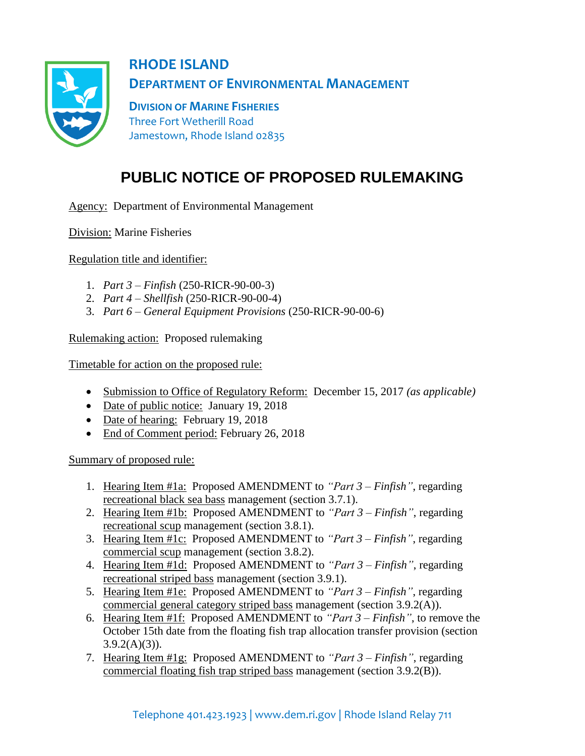# RHODE ISLAND

## DEPARTMENT OF ENVIRONMENTAL MANAGEMENT

**DIVISION OF MARINE FISHERIES**
Three Fort Wetherill Road
Jamestown, Rhode Island 02835

# PUBLIC NOTICE OF PROPOSED RULEMAKING

Agency: Department of Environmental Management

Division: Marine Fisheries

Regulation title and identifier:

1. *Part 3 – Finfish* (250-RICR-90-00-3)
2. *Part 4 – Shellfish* (250-RICR-90-00-4)
3. *Part 6 – General Equipment Provisions* (250-RICR-90-00-6)

Rulemaking action: Proposed rulemaking

Timetable for action on the proposed rule:

- Submission to Office of Regulatory Reform: December 15, 2017 *(as applicable)*
- Date of public notice: January 19, 2018
- Date of hearing: February 19, 2018
- End of Comment period: February 26, 2018

Summary of proposed rule:

1. Hearing Item #1a: Proposed AMENDMENT to *"Part 3 – Finfish"*, regarding recreational black sea bass management (section 3.7.1).
2. Hearing Item #1b: Proposed AMENDMENT to *"Part 3 – Finfish"*, regarding recreational scup management (section 3.8.1).
3. Hearing Item #1c: Proposed AMENDMENT to *"Part 3 – Finfish"*, regarding commercial scup management (section 3.8.2).
4. Hearing Item #1d: Proposed AMENDMENT to *"Part 3 – Finfish"*, regarding recreational striped bass management (section 3.9.1).
5. Hearing Item #1e: Proposed AMENDMENT to *"Part 3 – Finfish"*, regarding commercial general category striped bass management (section 3.9.2(A)).
6. Hearing Item #1f: Proposed AMENDMENT to *"Part 3 – Finfish"*, to remove the October 15th date from the floating fish trap allocation transfer provision (section 3.9.2(A)(3)).
7. Hearing Item #1g: Proposed AMENDMENT to *"Part 3 – Finfish"*, regarding commercial floating fish trap striped bass management (section 3.9.2(B)).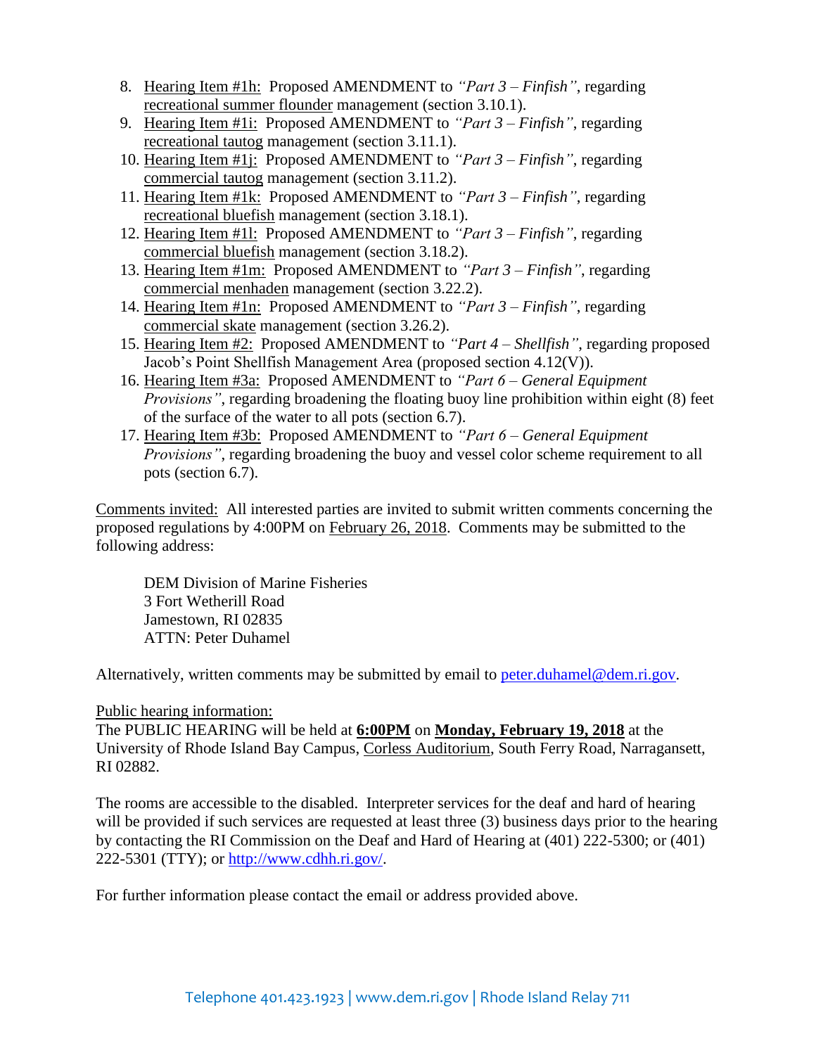8. Hearing Item #1h: Proposed AMENDMENT to *"Part 3 – Finfish"*, regarding recreational summer flounder management (section 3.10.1).
9. Hearing Item #1i: Proposed AMENDMENT to *"Part 3 – Finfish"*, regarding recreational tautog management (section 3.11.1).
10. Hearing Item #1j: Proposed AMENDMENT to *"Part 3 – Finfish"*, regarding commercial tautog management (section 3.11.2).
11. Hearing Item #1k: Proposed AMENDMENT to *"Part 3 – Finfish"*, regarding recreational bluefish management (section 3.18.1).
12. Hearing Item #1l: Proposed AMENDMENT to *"Part 3 – Finfish"*, regarding commercial bluefish management (section 3.18.2).
13. Hearing Item #1m: Proposed AMENDMENT to *"Part 3 – Finfish"*, regarding commercial menhaden management (section 3.22.2).
14. Hearing Item #1n: Proposed AMENDMENT to *"Part 3 – Finfish"*, regarding commercial skate management (section 3.26.2).
15. Hearing Item #2: Proposed AMENDMENT to *"Part 4 – Shellfish"*, regarding proposed Jacob's Point Shellfish Management Area (proposed section 4.12(V)).
16. Hearing Item #3a: Proposed AMENDMENT to *"Part 6 – General Equipment Provisions"*, regarding broadening the floating buoy line prohibition within eight (8) feet of the surface of the water to all pots (section 6.7).
17. Hearing Item #3b: Proposed AMENDMENT to *"Part 6 – General Equipment Provisions"*, regarding broadening the buoy and vessel color scheme requirement to all pots (section 6.7).

Comments invited: All interested parties are invited to submit written comments concerning the proposed regulations by 4:00PM on February 26, 2018. Comments may be submitted to the following address:

DEM Division of Marine Fisheries
3 Fort Wetherill Road
Jamestown, RI 02835
ATTN: Peter Duhamel

Alternatively, written comments may be submitted by email to peter.duhamel@dem.ri.gov.

Public hearing information:
The PUBLIC HEARING will be held at **6:00PM** on **Monday, February 19, 2018** at the University of Rhode Island Bay Campus, Corless Auditorium, South Ferry Road, Narragansett, RI 02882.

The rooms are accessible to the disabled. Interpreter services for the deaf and hard of hearing will be provided if such services are requested at least three (3) business days prior to the hearing by contacting the RI Commission on the Deaf and Hard of Hearing at (401) 222-5300; or (401) 222-5301 (TTY); or http://www.cdhh.ri.gov/.

For further information please contact the email or address provided above.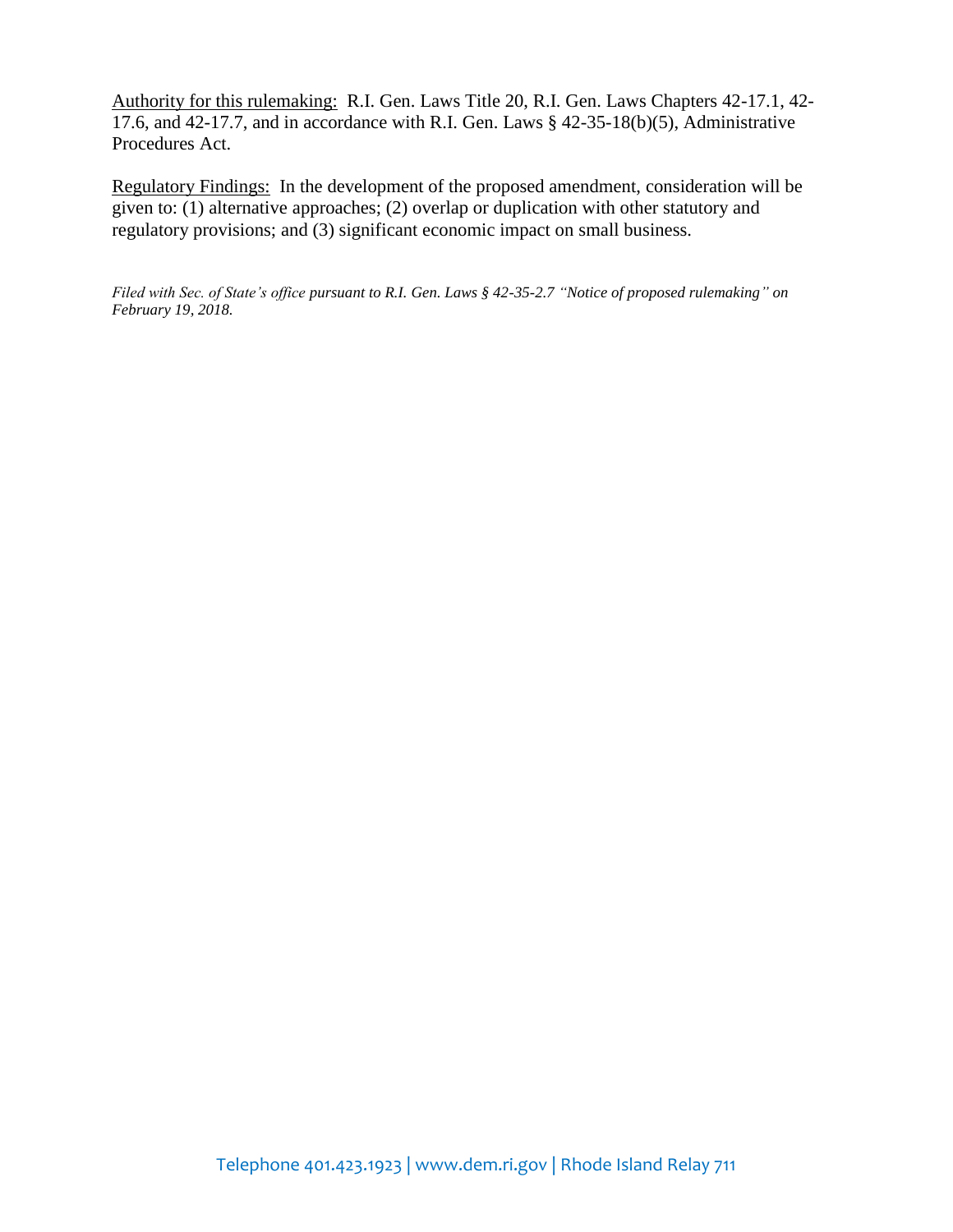<u>Authority for this rulemaking:</u> R.I. Gen. Laws Title 20, R.I. Gen. Laws Chapters 42-17.1, 42-17.6, and 42-17.7, and in accordance with R.I. Gen. Laws § 42-35-18(b)(5), Administrative Procedures Act.

<u>Regulatory Findings:</u> In the development of the proposed amendment, consideration will be given to: (1) alternative approaches; (2) overlap or duplication with other statutory and regulatory provisions; and (3) significant economic impact on small business.

*Filed with Sec. of State's office pursuant to R.I. Gen. Laws § 42-35-2.7 "Notice of proposed rulemaking" on February 19, 2018.*